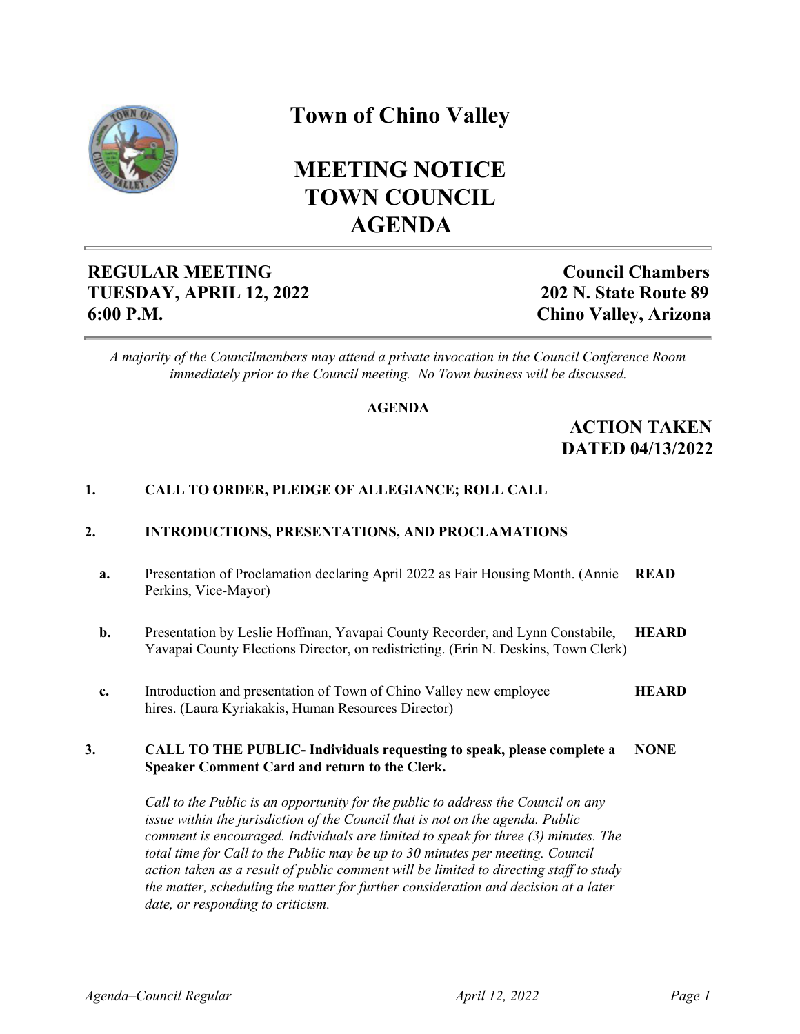# Town of Chino Valley

# MEETING NOTICE
# TOWN COUNCIL
# AGENDA

**REGULAR MEETING**
**TUESDAY, APRIL 12, 2022**
**6:00 P.M.**

**Council Chambers**
**202 N. State Route 89**
**Chino Valley, Arizona**

*A majority of the Councilmembers may attend a private invocation in the Council Conference Room immediately prior to the Council meeting. No Town business will be discussed.*

**AGENDA**

## ACTION TAKEN DATED 04/13/2022

**1. CALL TO ORDER, PLEDGE OF ALLEGIANCE; ROLL CALL**

**2. INTRODUCTIONS, PRESENTATIONS, AND PROCLAMATIONS**

**a.** Presentation of Proclamation declaring April 2022 as Fair Housing Month. (Annie Perkins, Vice-Mayor) — **READ**

**b.** Presentation by Leslie Hoffman, Yavapai County Recorder, and Lynn Constabile, Yavapai County Elections Director, on redistricting. (Erin N. Deskins, Town Clerk) — **HEARD**

**c.** Introduction and presentation of Town of Chino Valley new employee hires. (Laura Kyriakakis, Human Resources Director) — **HEARD**

**3. CALL TO THE PUBLIC- Individuals requesting to speak, please complete a Speaker Comment Card and return to the Clerk.** — **NONE**

*Call to the Public is an opportunity for the public to address the Council on any issue within the jurisdiction of the Council that is not on the agenda. Public comment is encouraged. Individuals are limited to speak for three (3) minutes. The total time for Call to the Public may be up to 30 minutes per meeting. Council action taken as a result of public comment will be limited to directing staff to study the matter, scheduling the matter for further consideration and decision at a later date, or responding to criticism.*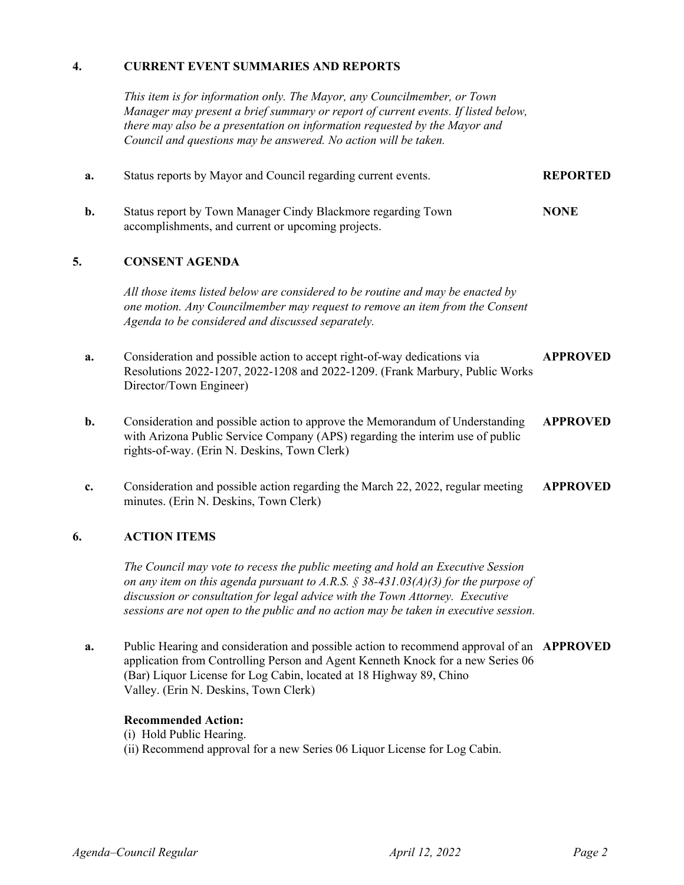## 4. CURRENT EVENT SUMMARIES AND REPORTS

*This item is for information only. The Mayor, any Councilmember, or Town Manager may present a brief summary or report of current events. If listed below, there may also be a presentation on information requested by the Mayor and Council and questions may be answered. No action will be taken.*

**a.** Status reports by Mayor and Council regarding current events. **REPORTED**

**b.** Status report by Town Manager Cindy Blackmore regarding Town accomplishments, and current or upcoming projects. **NONE**

## 5. CONSENT AGENDA

*All those items listed below are considered to be routine and may be enacted by one motion. Any Councilmember may request to remove an item from the Consent Agenda to be considered and discussed separately.*

**a.** Consideration and possible action to accept right-of-way dedications via Resolutions 2022-1207, 2022-1208 and 2022-1209. (Frank Marbury, Public Works Director/Town Engineer) **APPROVED**

**b.** Consideration and possible action to approve the Memorandum of Understanding with Arizona Public Service Company (APS) regarding the interim use of public rights-of-way. (Erin N. Deskins, Town Clerk) **APPROVED**

**c.** Consideration and possible action regarding the March 22, 2022, regular meeting minutes. (Erin N. Deskins, Town Clerk) **APPROVED**

## 6. ACTION ITEMS

*The Council may vote to recess the public meeting and hold an Executive Session on any item on this agenda pursuant to A.R.S. § 38-431.03(A)(3) for the purpose of discussion or consultation for legal advice with the Town Attorney. Executive sessions are not open to the public and no action may be taken in executive session.*

**a.** Public Hearing and consideration and possible action to recommend approval of an application from Controlling Person and Agent Kenneth Knock for a new Series 06 (Bar) Liquor License for Log Cabin, located at 18 Highway 89, Chino Valley. (Erin N. Deskins, Town Clerk) **APPROVED**

**Recommended Action:**
(i) Hold Public Hearing.
(ii) Recommend approval for a new Series 06 Liquor License for Log Cabin.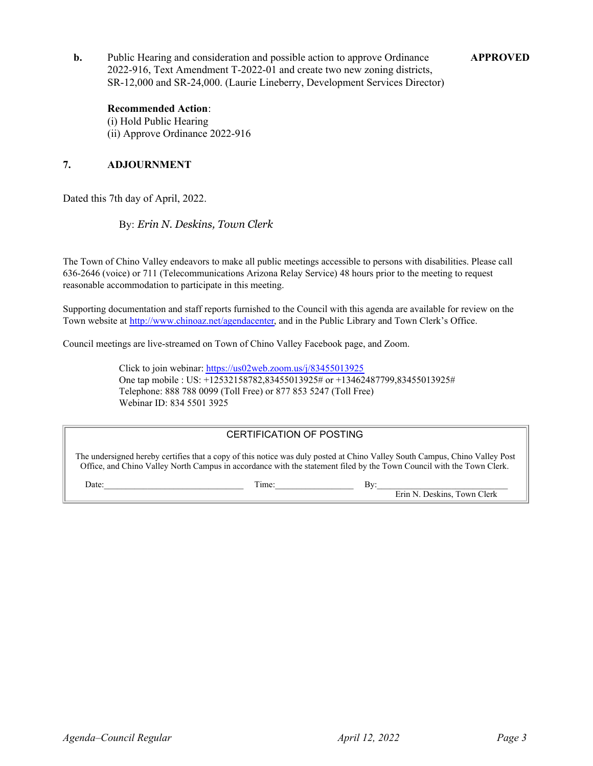**b.** Public Hearing and consideration and possible action to approve Ordinance 2022-916, Text Amendment T-2022-01 and create two new zoning districts, SR-12,000 and SR-24,000. (Laurie Lineberry, Development Services Director) **APPROVED**

**Recommended Action**:
(i) Hold Public Hearing
(ii) Approve Ordinance 2022-916

## 7. ADJOURNMENT

Dated this 7th day of April, 2022.

By: *Erin N. Deskins, Town Clerk*

The Town of Chino Valley endeavors to make all public meetings accessible to persons with disabilities. Please call 636-2646 (voice) or 711 (Telecommunications Arizona Relay Service) 48 hours prior to the meeting to request reasonable accommodation to participate in this meeting.

Supporting documentation and staff reports furnished to the Council with this agenda are available for review on the Town website at http://www.chinoaz.net/agendacenter, and in the Public Library and Town Clerk's Office.

Council meetings are live-streamed on Town of Chino Valley Facebook page, and Zoom.

Click to join webinar: https://us02web.zoom.us/j/83455013925
One tap mobile : US: +12532158782,83455013925# or +13462487799,83455013925#
Telephone: 888 788 0099 (Toll Free) or 877 853 5247 (Toll Free)
Webinar ID: 834 5501 3925

CERTIFICATION OF POSTING

The undersigned hereby certifies that a copy of this notice was duly posted at Chino Valley South Campus, Chino Valley Post Office, and Chino Valley North Campus in accordance with the statement filed by the Town Council with the Town Clerk.

Date:______________________________ Time:_________________ By:____________________________
Erin N. Deskins, Town Clerk